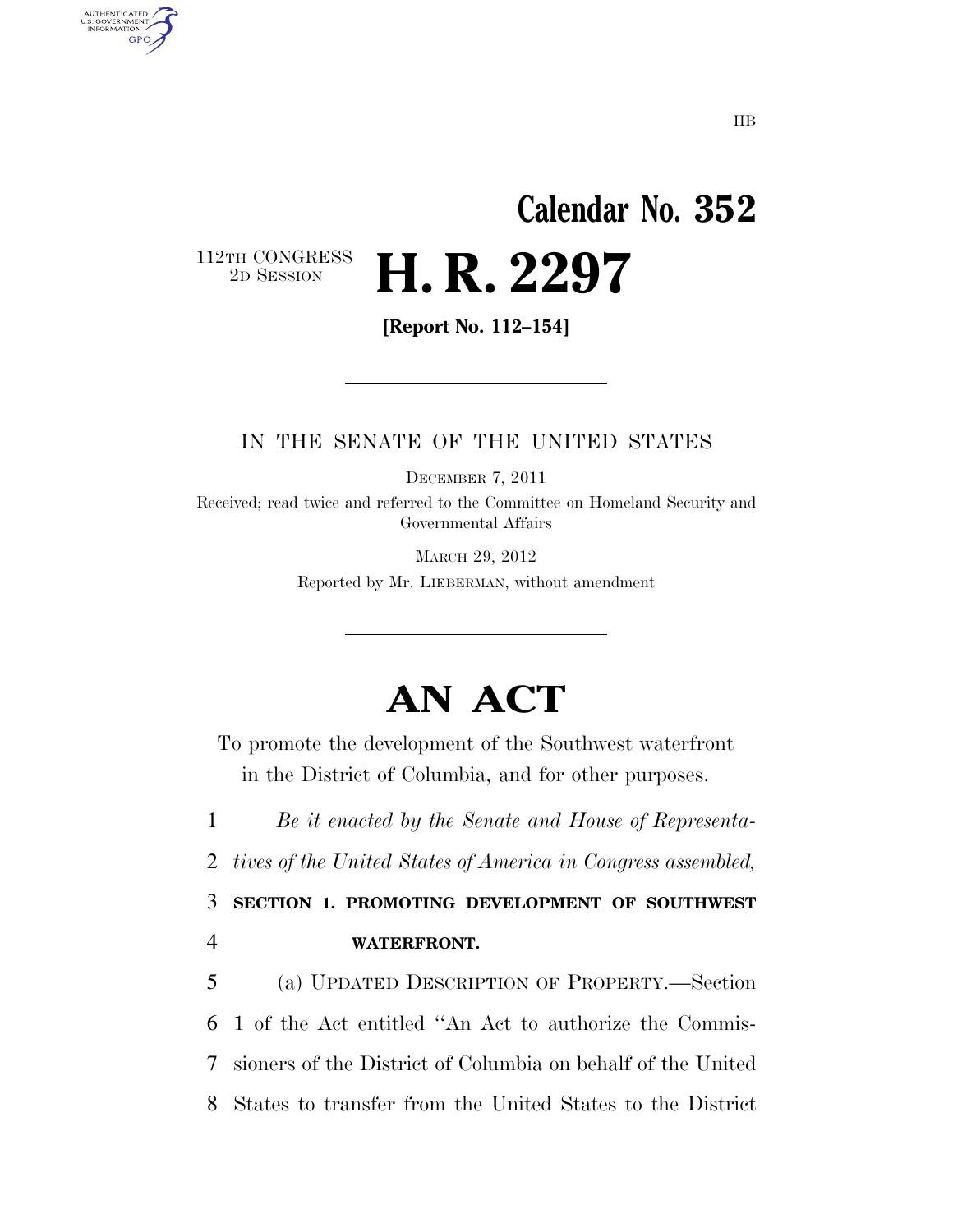IIB

# Calendar No. 352

112TH CONGRESS
2D SESSION

# H. R. 2297

**[Report No. 112–154]**

IN THE SENATE OF THE UNITED STATES

DECEMBER 7, 2011

Received; read twice and referred to the Committee on Homeland Security and Governmental Affairs

MARCH 29, 2012

Reported by Mr. LIEBERMAN, without amendment

# AN ACT

To promote the development of the Southwest waterfront in the District of Columbia, and for other purposes.

1 *Be it enacted by the Senate and House of Representa-*
2 *tives of the United States of America in Congress assembled,*

3 **SECTION 1. PROMOTING DEVELOPMENT OF SOUTHWEST**
4 **WATERFRONT.**

5 (a) UPDATED DESCRIPTION OF PROPERTY.—Section
6 1 of the Act entitled "An Act to authorize the Commis-
7 sioners of the District of Columbia on behalf of the United
8 States to transfer from the United States to the District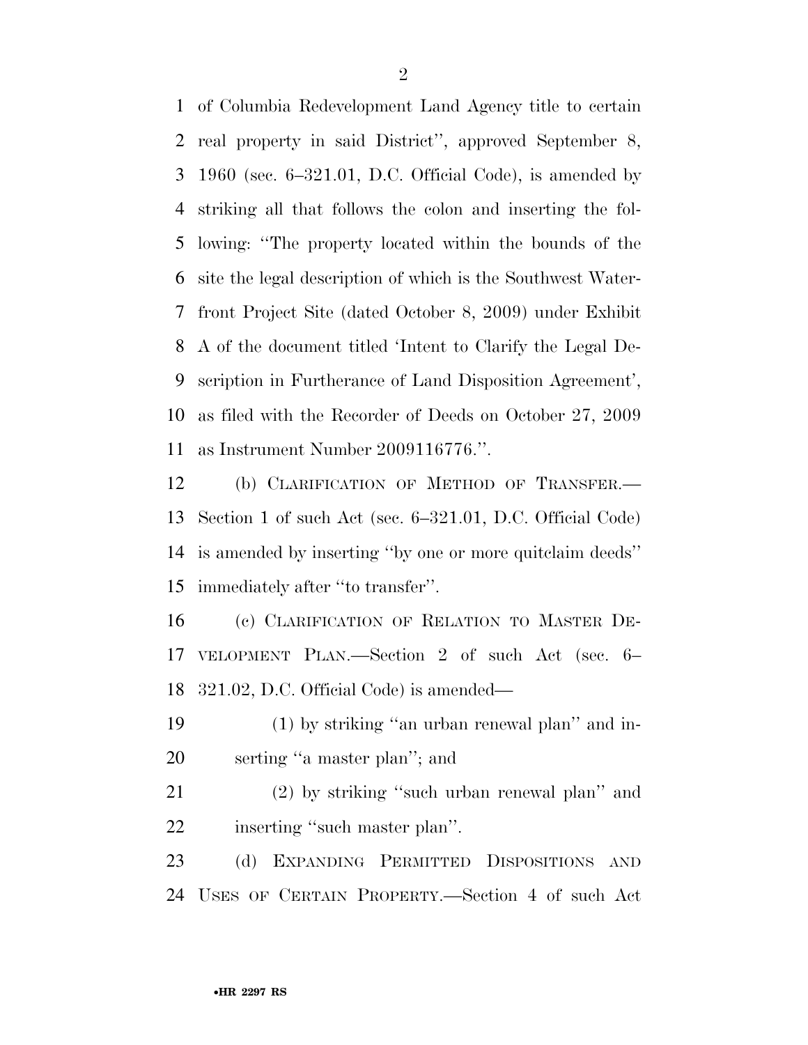of Columbia Redevelopment Land Agency title to certain real property in said District'', approved September 8, 1960 (sec. 6–321.01, D.C. Official Code), is amended by striking all that follows the colon and inserting the following: ''The property located within the bounds of the site the legal description of which is the Southwest Waterfront Project Site (dated October 8, 2009) under Exhibit A of the document titled 'Intent to Clarify the Legal Description in Furtherance of Land Disposition Agreement', as filed with the Recorder of Deeds on October 27, 2009 as Instrument Number 2009116776.''.

(b) CLARIFICATION OF METHOD OF TRANSFER.—Section 1 of such Act (sec. 6–321.01, D.C. Official Code) is amended by inserting ''by one or more quitclaim deeds'' immediately after ''to transfer''.

(c) CLARIFICATION OF RELATION TO MASTER DEVELOPMENT PLAN.—Section 2 of such Act (sec. 6–321.02, D.C. Official Code) is amended—

(1) by striking ''an urban renewal plan'' and inserting ''a master plan''; and

(2) by striking ''such urban renewal plan'' and inserting ''such master plan''.

(d) EXPANDING PERMITTED DISPOSITIONS AND USES OF CERTAIN PROPERTY.—Section 4 of such Act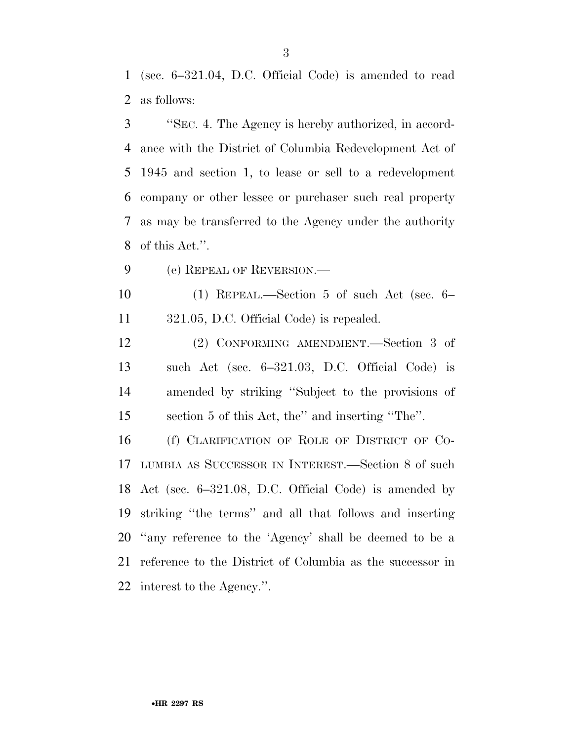(sec. 6–321.04, D.C. Official Code) is amended to read as follows:

''SEC. 4. The Agency is hereby authorized, in accordance with the District of Columbia Redevelopment Act of 1945 and section 1, to lease or sell to a redevelopment company or other lessee or purchaser such real property as may be transferred to the Agency under the authority of this Act.''.

(e) REPEAL OF REVERSION.—

(1) REPEAL.—Section 5 of such Act (sec. 6–321.05, D.C. Official Code) is repealed.

(2) CONFORMING AMENDMENT.—Section 3 of such Act (sec. 6–321.03, D.C. Official Code) is amended by striking ''Subject to the provisions of section 5 of this Act, the'' and inserting ''The''.

(f) CLARIFICATION OF ROLE OF DISTRICT OF COLUMBIA AS SUCCESSOR IN INTEREST.—Section 8 of such Act (sec. 6–321.08, D.C. Official Code) is amended by striking ''the terms'' and all that follows and inserting ''any reference to the 'Agency' shall be deemed to be a reference to the District of Columbia as the successor in interest to the Agency.''.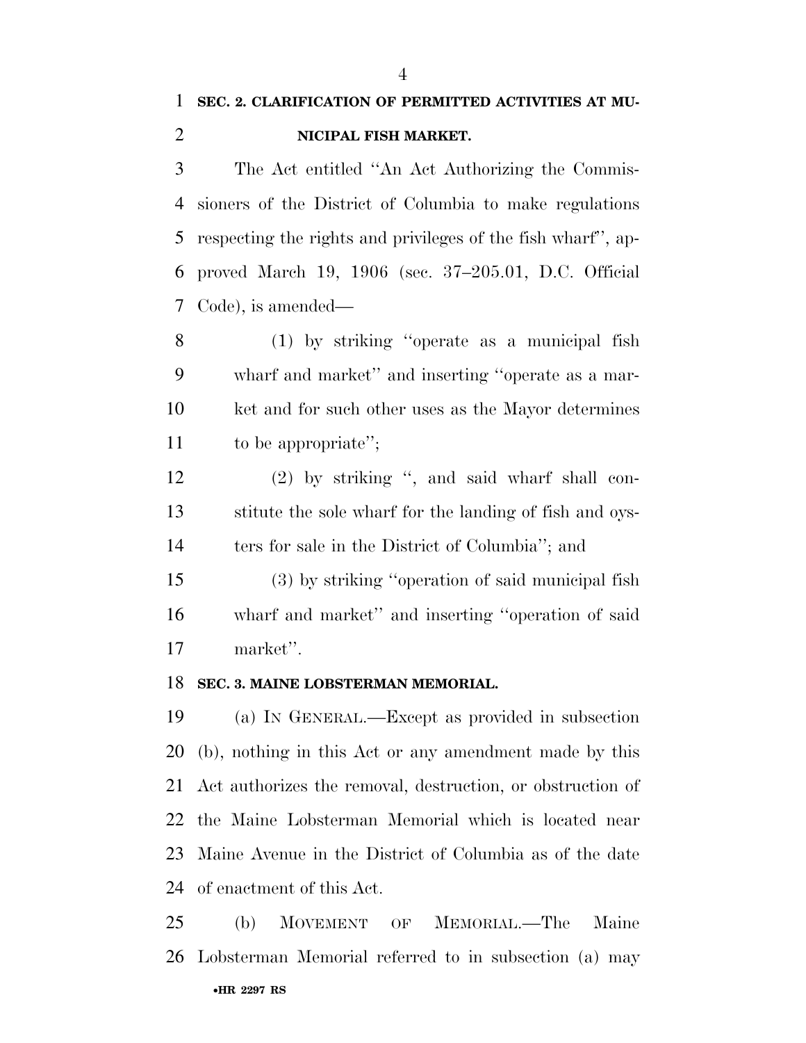**SEC. 2. CLARIFICATION OF PERMITTED ACTIVITIES AT MUNICIPAL FISH MARKET.**

The Act entitled ''An Act Authorizing the Commissioners of the District of Columbia to make regulations respecting the rights and privileges of the fish wharf'', approved March 19, 1906 (sec. 37–205.01, D.C. Official Code), is amended—

(1) by striking ''operate as a municipal fish wharf and market'' and inserting ''operate as a market and for such other uses as the Mayor determines to be appropriate'';

(2) by striking '', and said wharf shall constitute the sole wharf for the landing of fish and oysters for sale in the District of Columbia''; and

(3) by striking ''operation of said municipal fish wharf and market'' and inserting ''operation of said market''.

**SEC. 3. MAINE LOBSTERMAN MEMORIAL.**

(a) IN GENERAL.—Except as provided in subsection (b), nothing in this Act or any amendment made by this Act authorizes the removal, destruction, or obstruction of the Maine Lobsterman Memorial which is located near Maine Avenue in the District of Columbia as of the date of enactment of this Act.

(b) MOVEMENT OF MEMORIAL.—The Maine Lobsterman Memorial referred to in subsection (a) may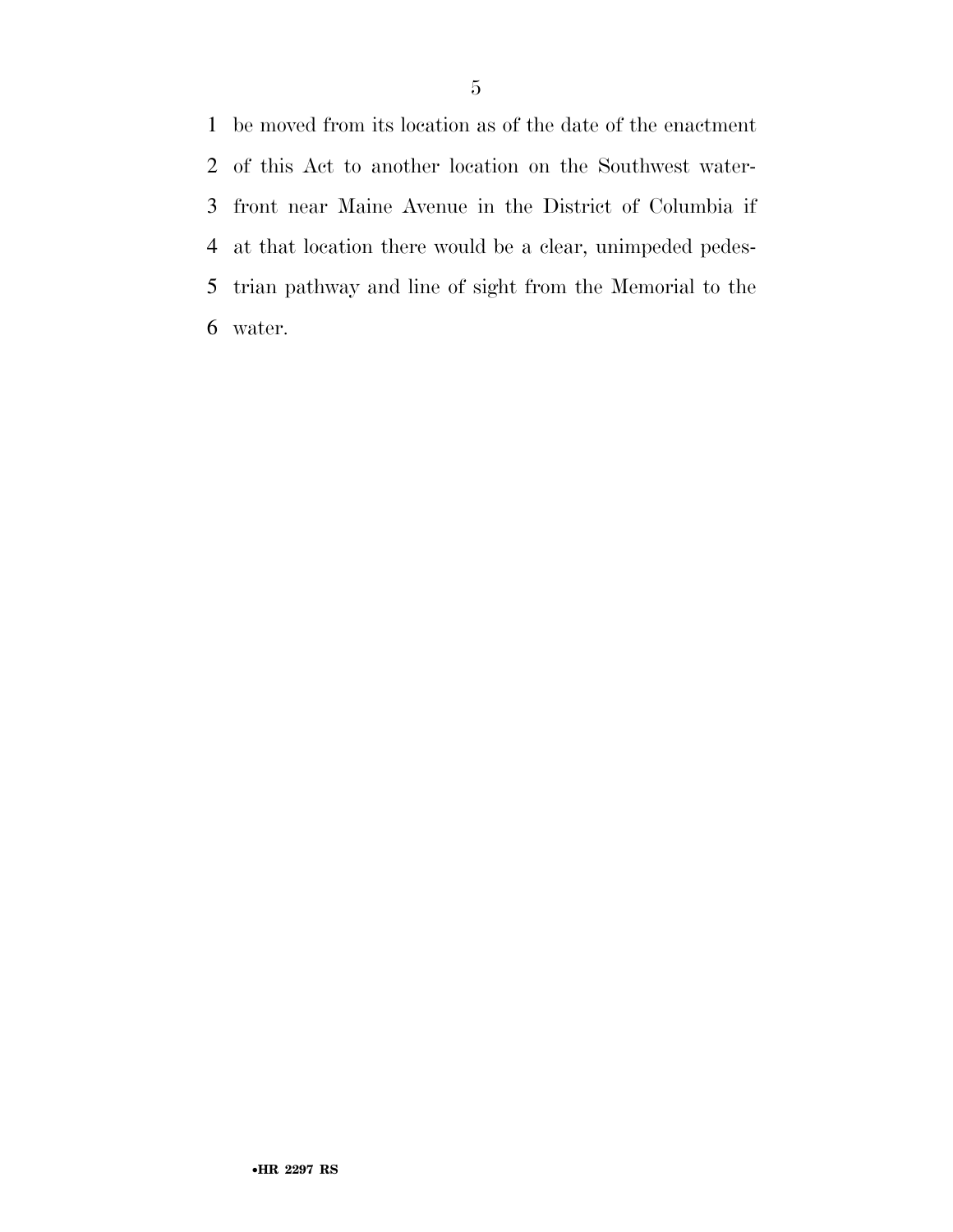be moved from its location as of the date of the enactment of this Act to another location on the Southwest waterfront near Maine Avenue in the District of Columbia if at that location there would be a clear, unimpeded pedestrian pathway and line of sight from the Memorial to the water.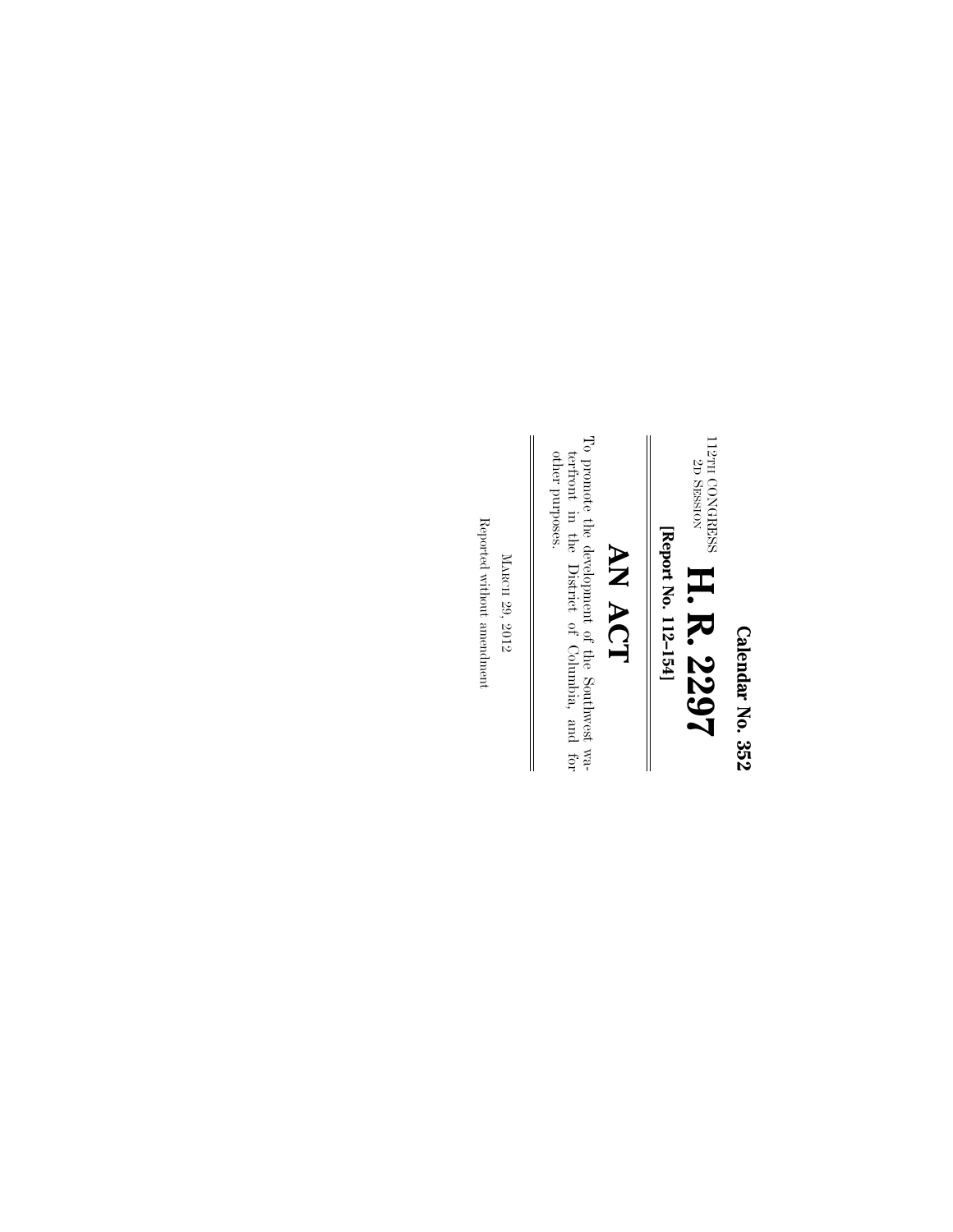Calendar No. 352

112TH CONGRESS
2D SESSION

# H. R. 2297

**[Report No. 112–154]**

# AN ACT

To promote the development of the Southwest waterfront in the District of Columbia, and for other purposes.

MARCH 29, 2012

Reported without amendment